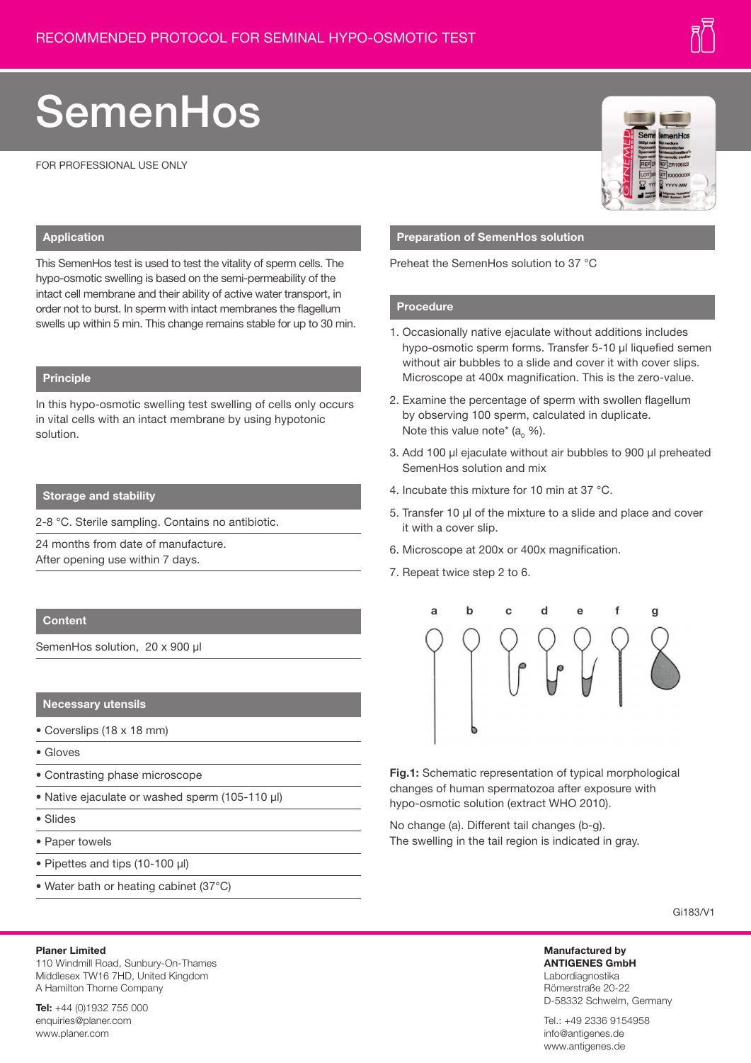RECOMMENDED PROTOCOL FOR SEMINAL HYPO-OSMOTIC TEST

# SemenHos

FOR PROFESSIONAL USE ONLY

## Application

This SemenHos test is used to test the vitality of sperm cells. The hypo-osmotic swelling is based on the semi-permeability of the intact cell membrane and their ability of active water transport, in order not to burst. In sperm with intact membranes the flagellum swells up within 5 min. This change remains stable for up to 30 min.

## Principle

In this hypo-osmotic swelling test swelling of cells only occurs in vital cells with an intact membrane by using hypotonic solution.

## Storage and stability

2-8 °C. Sterile sampling. Contains no antibiotic.

24 months from date of manufacture.
After opening use within 7 days.

## Content

SemenHos solution, 20 x 900 µl

## Necessary utensils

- Coverslips (18 x 18 mm)
- Gloves
- Contrasting phase microscope
- Native ejaculate or washed sperm (105-110 µl)
- Slides
- Paper towels
- Pipettes and tips (10-100 µl)
- Water bath or heating cabinet (37°C)

## Preparation of SemenHos solution

Preheat the SemenHos solution to 37 °C

## Procedure

1. Occasionally native ejaculate without additions includes hypo-osmotic sperm forms. Transfer 5-10 µl liquefied semen without air bubbles to a slide and cover it with cover slips. Microscope at 400x magnification. This is the zero-value.
2. Examine the percentage of sperm with swollen flagellum by observing 100 sperm, calculated in duplicate. Note this value note* ($a_0$ %).
3. Add 100 µl ejaculate without air bubbles to 900 µl preheated SemenHos solution and mix
4. Incubate this mixture for 10 min at 37 °C.
5. Transfer 10 µl of the mixture to a slide and place and cover it with a cover slip.
6. Microscope at 200x or 400x magnification.
7. Repeat twice step 2 to 6.

**Fig.1:** Schematic representation of typical morphological changes of human spermatozoa after exposure with hypo-osmotic solution (extract WHO 2010).

No change (a). Different tail changes (b-g).
The swelling in the tail region is indicated in gray.

Gi183/V1

**Planer Limited**
110 Windmill Road, Sunbury-On-Thames
Middlesex TW16 7HD, United Kingdom
A Hamilton Thorne Company

**Tel:** +44 (0)1932 755 000
enquiries@planer.com
www.planer.com

**Manufactured by**
**ANTIGENES GmbH**
Labordiagnostika
Römerstraße 20-22
D-58332 Schwelm, Germany

Tel.: +49 2336 9154958
info@antigenes.de
www.antigenes.de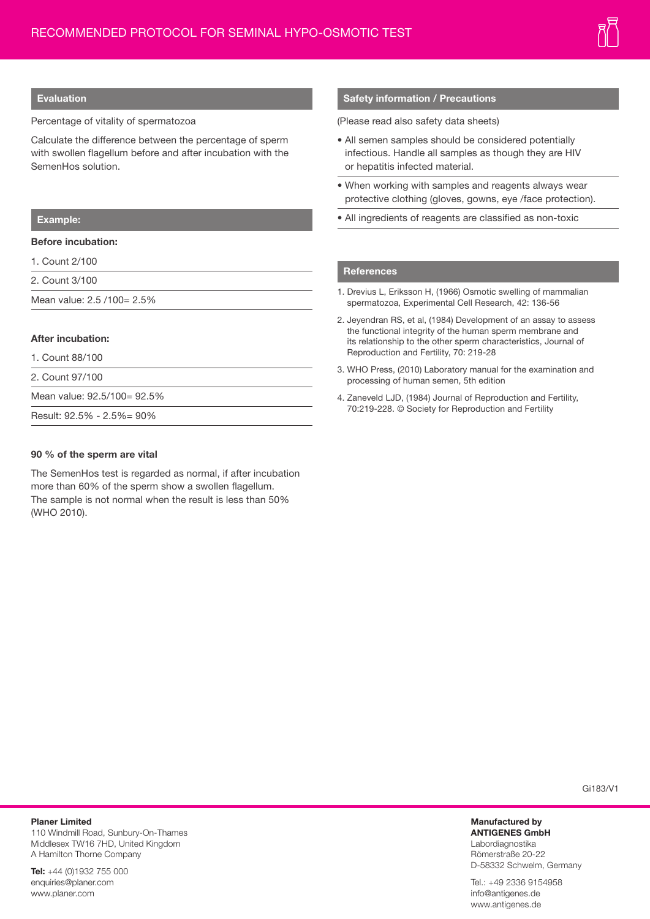# RECOMMENDED PROTOCOL FOR SEMINAL HYPO-OSMOTIC TEST

## Evaluation

Percentage of vitality of spermatozoa

Calculate the difference between the percentage of sperm with swollen flagellum before and after incubation with the SemenHos solution.

## Example:

**Before incubation:**

1. Count 2/100
2. Count 3/100

Mean value: 2.5 /100= 2.5%

**After incubation:**

1. Count 88/100
2. Count 97/100

Mean value: 92.5/100= 92.5%

Result: 92.5% - 2.5%= 90%

**90 % of the sperm are vital**

The SemenHos test is regarded as normal, if after incubation more than 60% of the sperm show a swollen flagellum. The sample is not normal when the result is less than 50% (WHO 2010).

## Safety information / Precautions

(Please read also safety data sheets)

- All semen samples should be considered potentially infectious. Handle all samples as though they are HIV or hepatitis infected material.
- When working with samples and reagents always wear protective clothing (gloves, gowns, eye /face protection).
- All ingredients of reagents are classified as non-toxic

## References

1. Drevius L, Eriksson H, (1966) Osmotic swelling of mammalian spermatozoa, Experimental Cell Research, 42: 136-56
2. Jeyendran RS, et al, (1984) Development of an assay to assess the functional integrity of the human sperm membrane and its relationship to the other sperm characteristics, Journal of Reproduction and Fertility, 70: 219-28
3. WHO Press, (2010) Laboratory manual for the examination and processing of human semen, 5th edition
4. Zaneveld LJD, (1984) Journal of Reproduction and Fertility, 70:219-228. © Society for Reproduction and Fertility

Gi183/V1

**Planer Limited**
110 Windmill Road, Sunbury-On-Thames
Middlesex TW16 7HD, United Kingdom
A Hamilton Thorne Company

**Tel:** +44 (0)1932 755 000
enquiries@planer.com
www.planer.com

**Manufactured by**
**ANTIGENES GmbH**
Labordiagnostika
Römerstraße 20-22
D-58332 Schwelm, Germany

Tel.: +49 2336 9154958
info@antigenes.de
www.antigenes.de